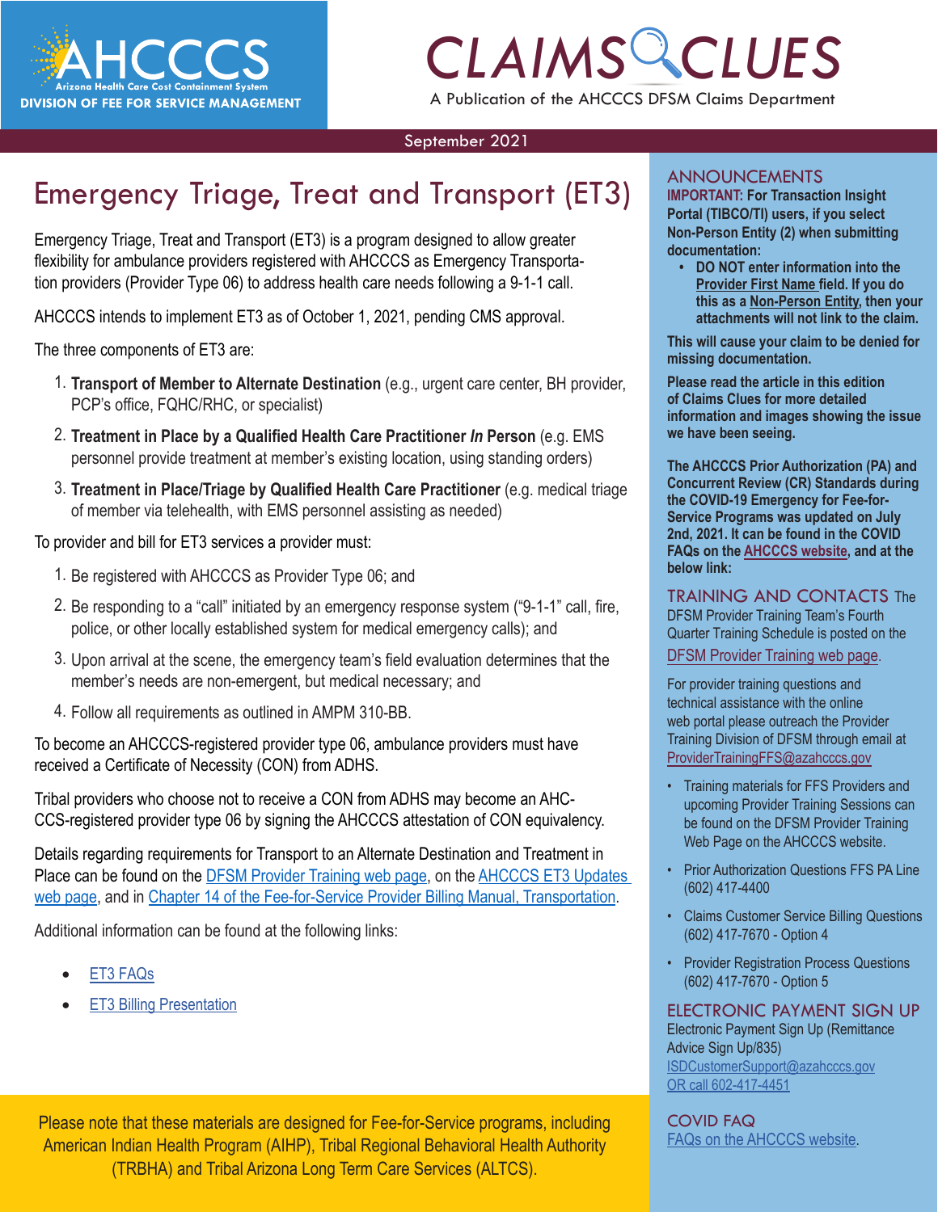# CLAIMS CLUES

A Publication of the AHCCCS DFSM Claims Department

AHCCCS — Arizona Health Care Cost Containment System — DIVISION OF FEE FOR SERVICE MANAGEMENT

September 2021

## Emergency Triage, Treat and Transport (ET3)

Emergency Triage, Treat and Transport (ET3) is a program designed to allow greater flexibility for ambulance providers registered with AHCCCS as Emergency Transportation providers (Provider Type 06) to address health care needs following a 9-1-1 call.

AHCCCS intends to implement ET3 as of October 1, 2021, pending CMS approval.

The three components of ET3 are:

1. **Transport of Member to Alternate Destination** (e.g., urgent care center, BH provider, PCP's office, FQHC/RHC, or specialist)
2. **Treatment in Place by a Qualified Health Care Practitioner *In* Person** (e.g. EMS personnel provide treatment at member's existing location, using standing orders)
3. **Treatment in Place/Triage by Qualified Health Care Practitioner** (e.g. medical triage of member via telehealth, with EMS personnel assisting as needed)

To provider and bill for ET3 services a provider must:

1. Be registered with AHCCCS as Provider Type 06; and
2. Be responding to a "call" initiated by an emergency response system ("9-1-1" call, fire, police, or other locally established system for medical emergency calls); and
3. Upon arrival at the scene, the emergency team's field evaluation determines that the member's needs are non-emergent, but medical necessary; and
4. Follow all requirements as outlined in AMPM 310-BB.

To become an AHCCCS-registered provider type 06, ambulance providers must have received a Certificate of Necessity (CON) from ADHS.

Tribal providers who choose not to receive a CON from ADHS may become an AHCCCS-registered provider type 06 by signing the AHCCCS attestation of CON equivalency.

Details regarding requirements for Transport to an Alternate Destination and Treatment in Place can be found on the DFSM Provider Training web page, on the AHCCCS ET3 Updates web page, and in Chapter 14 of the Fee-for-Service Provider Billing Manual, Transportation.

Additional information can be found at the following links:

- ET3 FAQs
- ET3 Billing Presentation

Please note that these materials are designed for Fee-for-Service programs, including American Indian Health Program (AIHP), Tribal Regional Behavioral Health Authority (TRBHA) and Tribal Arizona Long Term Care Services (ALTCS).

## ANNOUNCEMENTS

**IMPORTANT: For Transaction Insight Portal (TIBCO/TI) users, if you select Non-Person Entity (2) when submitting documentation:**

- **DO NOT enter information into the Provider First Name field. If you do this as a Non-Person Entity, then your attachments will not link to the claim.**

**This will cause your claim to be denied for missing documentation.**

**Please read the article in this edition of Claims Clues for more detailed information and images showing the issue we have been seeing.**

**The AHCCCS Prior Authorization (PA) and Concurrent Review (CR) Standards during the COVID-19 Emergency for Fee-for-Service Programs was updated on July 2nd, 2021. It can be found in the COVID FAQs on the AHCCCS website, and at the below link:**

## TRAINING AND CONTACTS

The DFSM Provider Training Team's Fourth Quarter Training Schedule is posted on the DFSM Provider Training web page.

For provider training questions and technical assistance with the online web portal please outreach the Provider Training Division of DFSM through email at ProviderTrainingFFS@azahcccs.gov

- Training materials for FFS Providers and upcoming Provider Training Sessions can be found on the DFSM Provider Training Web Page on the AHCCCS website.
- Prior Authorization Questions FFS PA Line (602) 417-4400
- Claims Customer Service Billing Questions (602) 417-7670 - Option 4
- Provider Registration Process Questions (602) 417-7670 - Option 5

## ELECTRONIC PAYMENT SIGN UP

Electronic Payment Sign Up (Remittance Advice Sign Up/835)
ISDCustomerSupport@azahcccs.gov
OR call 602-417-4451

## COVID FAQ

FAQs on the AHCCCS website.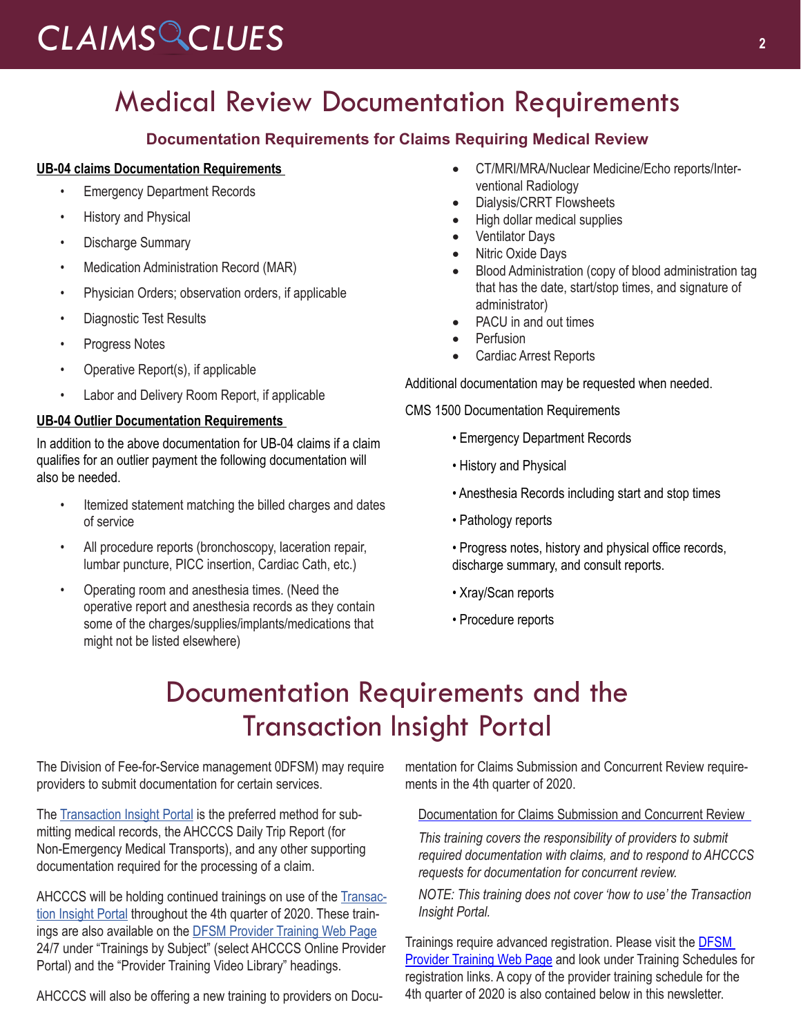# Medical Review Documentation Requirements

### Documentation Requirements for Claims Requiring Medical Review

**UB-04 claims Documentation Requirements**

- Emergency Department Records
- History and Physical
- Discharge Summary
- Medication Administration Record (MAR)
- Physician Orders; observation orders, if applicable
- Diagnostic Test Results
- Progress Notes
- Operative Report(s), if applicable
- Labor and Delivery Room Report, if applicable

**UB-04 Outlier Documentation Requirements**

In addition to the above documentation for UB-04 claims if a claim qualifies for an outlier payment the following documentation will also be needed.

- Itemized statement matching the billed charges and dates of service
- All procedure reports (bronchoscopy, laceration repair, lumbar puncture, PICC insertion, Cardiac Cath, etc.)
- Operating room and anesthesia times. (Need the operative report and anesthesia records as they contain some of the charges/supplies/implants/medications that might not be listed elsewhere)
- CT/MRI/MRA/Nuclear Medicine/Echo reports/Interventional Radiology
- Dialysis/CRRT Flowsheets
- High dollar medical supplies
- Ventilator Days
- Nitric Oxide Days
- Blood Administration (copy of blood administration tag that has the date, start/stop times, and signature of administrator)
- PACU in and out times
- Perfusion
- Cardiac Arrest Reports

Additional documentation may be requested when needed.

CMS 1500 Documentation Requirements

- Emergency Department Records
- History and Physical
- Anesthesia Records including start and stop times
- Pathology reports
- Progress notes, history and physical office records, discharge summary, and consult reports.
- Xray/Scan reports
- Procedure reports

# Documentation Requirements and the Transaction Insight Portal

The Division of Fee-for-Service management 0DFSM) may require providers to submit documentation for certain services.

The Transaction Insight Portal is the preferred method for submitting medical records, the AHCCCS Daily Trip Report (for Non-Emergency Medical Transports), and any other supporting documentation required for the processing of a claim.

AHCCCS will be holding continued trainings on use of the Transaction Insight Portal throughout the 4th quarter of 2020. These trainings are also available on the DFSM Provider Training Web Page 24/7 under "Trainings by Subject" (select AHCCCS Online Provider Portal) and the "Provider Training Video Library" headings.

AHCCCS will also be offering a new training to providers on Documentation for Claims Submission and Concurrent Review requirements in the 4th quarter of 2020.

Documentation for Claims Submission and Concurrent Review

*This training covers the responsibility of providers to submit required documentation with claims, and to respond to AHCCCS requests for documentation for concurrent review.*

*NOTE: This training does not cover 'how to use' the Transaction Insight Portal.*

Trainings require advanced registration. Please visit the DFSM Provider Training Web Page and look under Training Schedules for registration links. A copy of the provider training schedule for the 4th quarter of 2020 is also contained below in this newsletter.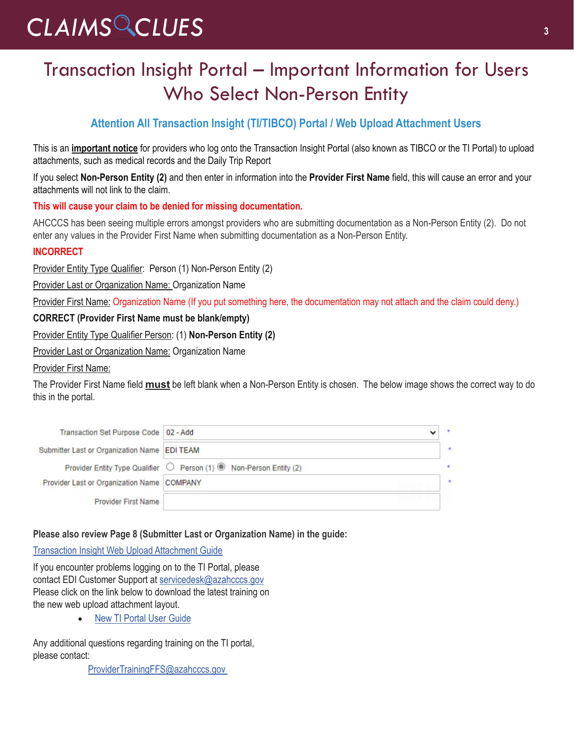# Transaction Insight Portal – Important Information for Users Who Select Non-Person Entity

### Attention All Transaction Insight (TI/TIBCO) Portal / Web Upload Attachment Users

This is an **important notice** for providers who log onto the Transaction Insight Portal (also known as TIBCO or the TI Portal) to upload attachments, such as medical records and the Daily Trip Report

If you select **Non-Person Entity (2)** and then enter in information into the **Provider First Name** field, this will cause an error and your attachments will not link to the claim.

**This will cause your claim to be denied for missing documentation.**

AHCCCS has been seeing multiple errors amongst providers who are submitting documentation as a Non-Person Entity (2). Do not enter any values in the Provider First Name when submitting documentation as a Non-Person Entity.

**INCORRECT**

Provider Entity Type Qualifier: Person (1) Non-Person Entity (2)

Provider Last or Organization Name: Organization Name

Provider First Name: Organization Name (If you put something here, the documentation may not attach and the claim could deny.)

**CORRECT (Provider First Name must be blank/empty)**

Provider Entity Type Qualifier Person: (1) **Non-Person Entity (2)**

Provider Last or Organization Name: Organization Name

Provider First Name:

The Provider First Name field **must** be left blank when a Non-Person Entity is chosen. The below image shows the correct way to do this in the portal.

| | |
|---|---|
| Transaction Set Purpose Code | 02 - Add |
| Submitter Last or Organization Name | EDI TEAM |
| Provider Entity Type Qualifier | ○ Person (1) ◉ Non-Person Entity (2) |
| Provider Last or Organization Name | COMPANY |
| Provider First Name | |

**Please also review Page 8 (Submitter Last or Organization Name) in the guide:**

Transaction Insight Web Upload Attachment Guide

If you encounter problems logging on to the TI Portal, please contact EDI Customer Support at servicedesk@azahcccs.gov
Please click on the link below to download the latest training on the new web upload attachment layout.

- New TI Portal User Guide

Any additional questions regarding training on the TI portal, please contact:

ProviderTrainingFFS@azahcccs.gov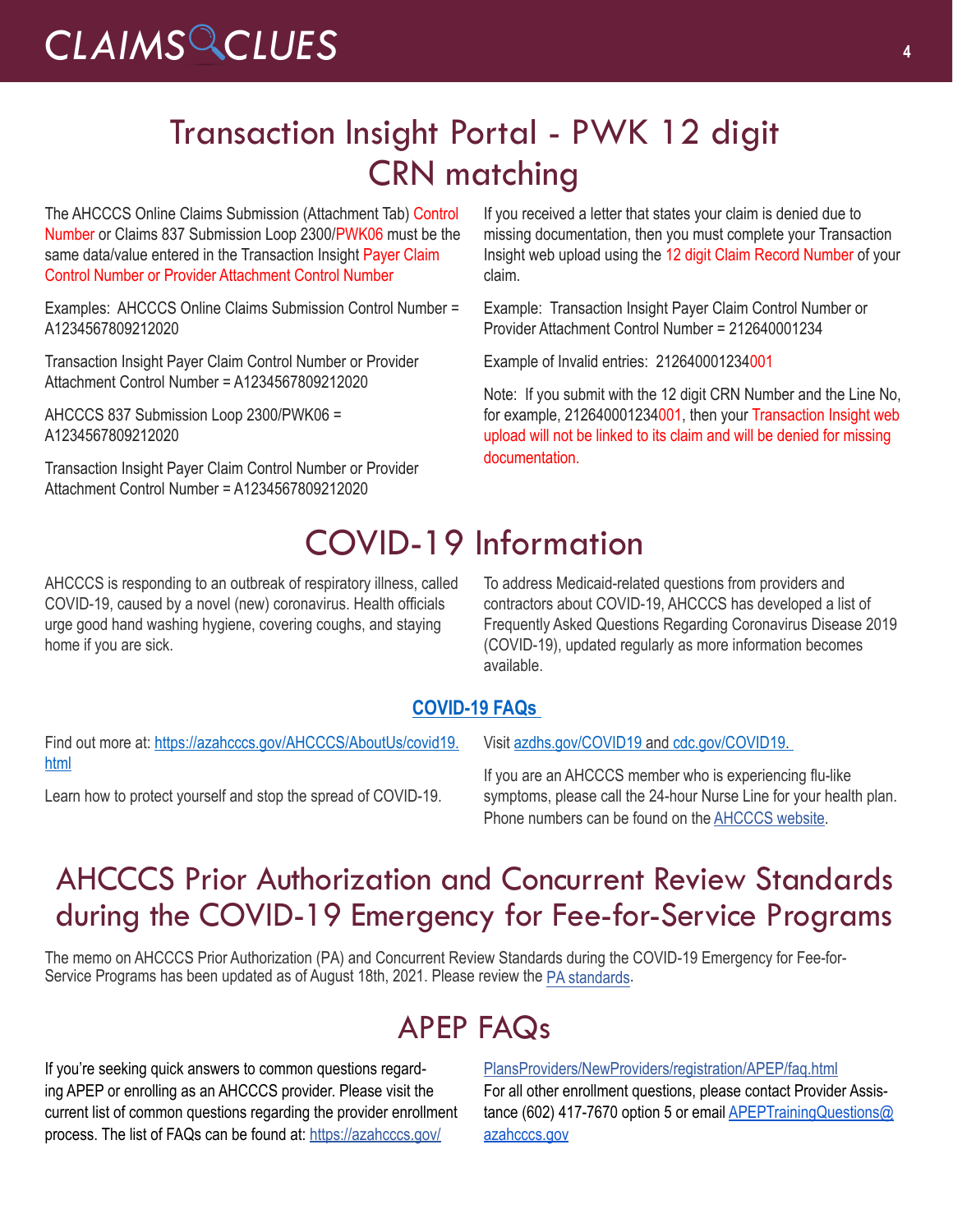# Transaction Insight Portal - PWK 12 digit CRN matching

The AHCCCS Online Claims Submission (Attachment Tab) Control Number or Claims 837 Submission Loop 2300/PWK06 must be the same data/value entered in the Transaction Insight Payer Claim Control Number or Provider Attachment Control Number

Examples: AHCCCS Online Claims Submission Control Number = A1234567809212020

Transaction Insight Payer Claim Control Number or Provider Attachment Control Number = A1234567809212020

AHCCCS 837 Submission Loop 2300/PWK06 = A1234567809212020

Transaction Insight Payer Claim Control Number or Provider Attachment Control Number = A1234567809212020

If you received a letter that states your claim is denied due to missing documentation, then you must complete your Transaction Insight web upload using the 12 digit Claim Record Number of your claim.

Example: Transaction Insight Payer Claim Control Number or Provider Attachment Control Number = 212640001234

Example of Invalid entries: 212640001234001

Note: If you submit with the 12 digit CRN Number and the Line No, for example, 212640001234001, then your Transaction Insight web upload will not be linked to its claim and will be denied for missing documentation.

# COVID-19 Information

AHCCCS is responding to an outbreak of respiratory illness, called COVID-19, caused by a novel (new) coronavirus. Health officials urge good hand washing hygiene, covering coughs, and staying home if you are sick.

To address Medicaid-related questions from providers and contractors about COVID-19, AHCCCS has developed a list of Frequently Asked Questions Regarding Coronavirus Disease 2019 (COVID-19), updated regularly as more information becomes available.

**COVID-19 FAQs**

Find out more at: https://azahcccs.gov/AHCCCS/AboutUs/covid19.html

Learn how to protect yourself and stop the spread of COVID-19.

Visit azdhs.gov/COVID19 and cdc.gov/COVID19.

If you are an AHCCCS member who is experiencing flu-like symptoms, please call the 24-hour Nurse Line for your health plan. Phone numbers can be found on the AHCCCS website.

# AHCCCS Prior Authorization and Concurrent Review Standards during the COVID-19 Emergency for Fee-for-Service Programs

The memo on AHCCCS Prior Authorization (PA) and Concurrent Review Standards during the COVID-19 Emergency for Fee-for-Service Programs has been updated as of August 18th, 2021. Please review the PA standards.

# APEP FAQs

If you're seeking quick answers to common questions regarding APEP or enrolling as an AHCCCS provider. Please visit the current list of common questions regarding the provider enrollment process. The list of FAQs can be found at: https://azahcccs.gov/PlansProviders/NewProviders/registration/APEP/faq.html

For all other enrollment questions, please contact Provider Assistance (602) 417-7670 option 5 or email APEPTrainingQuestions@azahcccs.gov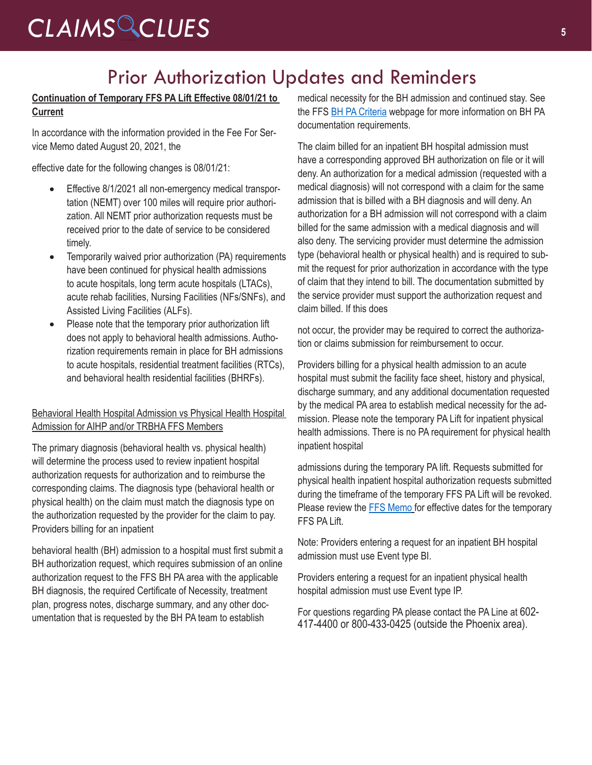# Prior Authorization Updates and Reminders

**Continuation of Temporary FFS PA Lift Effective 08/01/21 to Current**

In accordance with the information provided in the Fee For Service Memo dated August 20, 2021, the effective date for the following changes is 08/01/21:

- Effective 8/1/2021 all non-emergency medical transportation (NEMT) over 100 miles will require prior authorization. All NEMT prior authorization requests must be received prior to the date of service to be considered timely.
- Temporarily waived prior authorization (PA) requirements have been continued for physical health admissions to acute hospitals, long term acute hospitals (LTACs), acute rehab facilities, Nursing Facilities (NFs/SNFs), and Assisted Living Facilities (ALFs).
- Please note that the temporary prior authorization lift does not apply to behavioral health admissions. Authorization requirements remain in place for BH admissions to acute hospitals, residential treatment facilities (RTCs), and behavioral health residential facilities (BHRFs).

Behavioral Health Hospital Admission vs Physical Health Hospital Admission for AIHP and/or TRBHA FFS Members

The primary diagnosis (behavioral health vs. physical health) will determine the process used to review inpatient hospital authorization requests for authorization and to reimburse the corresponding claims. The diagnosis type (behavioral health or physical health) on the claim must match the diagnosis type on the authorization requested by the provider for the claim to pay. Providers billing for an inpatient behavioral health (BH) admission to a hospital must first submit a BH authorization request, which requires submission of an online authorization request to the FFS BH PA area with the applicable BH diagnosis, the required Certificate of Necessity, treatment plan, progress notes, discharge summary, and any other documentation that is requested by the BH PA team to establish medical necessity for the BH admission and continued stay. See the FFS BH PA Criteria webpage for more information on BH PA documentation requirements.

The claim billed for an inpatient BH hospital admission must have a corresponding approved BH authorization on file or it will deny. An authorization for a medical admission (requested with a medical diagnosis) will not correspond with a claim for the same admission that is billed with a BH diagnosis and will deny. An authorization for a BH admission will not correspond with a claim billed for the same admission with a medical diagnosis and will also deny. The servicing provider must determine the admission type (behavioral health or physical health) and is required to submit the request for prior authorization in accordance with the type of claim that they intend to bill. The documentation submitted by the service provider must support the authorization request and claim billed. If this does not occur, the provider may be required to correct the authorization or claims submission for reimbursement to occur.

Providers billing for a physical health admission to an acute hospital must submit the facility face sheet, history and physical, discharge summary, and any additional documentation requested by the medical PA area to establish medical necessity for the admission. Please note the temporary PA Lift for inpatient physical health admissions. There is no PA requirement for physical health inpatient hospital admissions during the temporary PA lift. Requests submitted for physical health inpatient hospital authorization requests submitted during the timeframe of the temporary FFS PA Lift will be revoked. Please review the FFS Memo for effective dates for the temporary FFS PA Lift.

Note: Providers entering a request for an inpatient BH hospital admission must use Event type BI.

Providers entering a request for an inpatient physical health hospital admission must use Event type IP.

For questions regarding PA please contact the PA Line at 602-417-4400 or 800-433-0425 (outside the Phoenix area).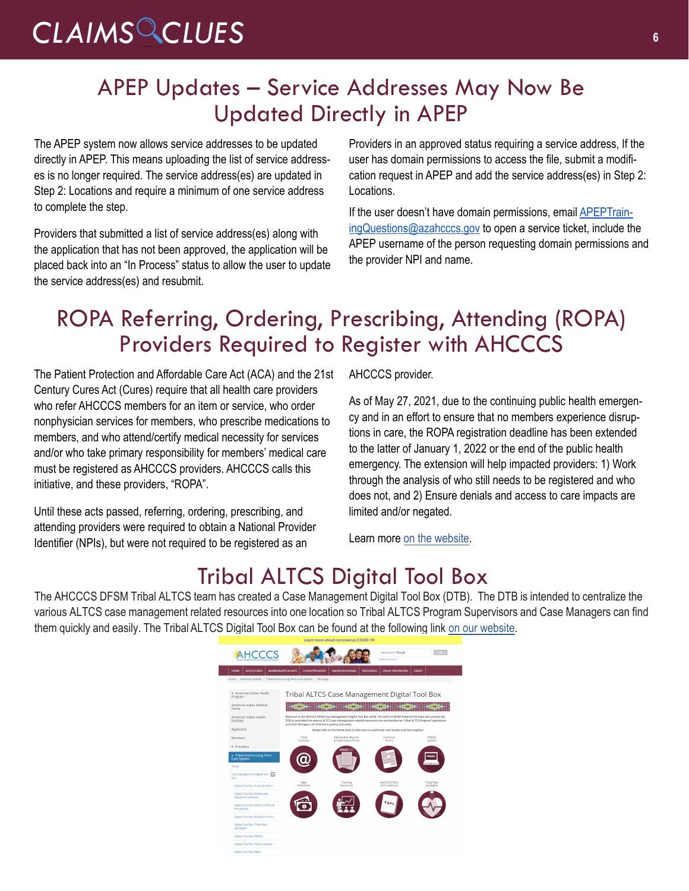## APEP Updates – Service Addresses May Now Be Updated Directly in APEP

The APEP system now allows service addresses to be updated directly in APEP. This means uploading the list of service addresses is no longer required. The service address(es) are updated in Step 2: Locations and require a minimum of one service address to complete the step.

Providers that submitted a list of service address(es) along with the application that has not been approved, the application will be placed back into an "In Process" status to allow the user to update the service address(es) and resubmit.

Providers in an approved status requiring a service address, If the user has domain permissions to access the file, submit a modification request in APEP and add the service address(es) in Step 2: Locations.

If the user doesn't have domain permissions, email APEPTrainingQuestions@azahcccs.gov to open a service ticket, include the APEP username of the person requesting domain permissions and the provider NPI and name.

## ROPA Referring, Ordering, Prescribing, Attending (ROPA) Providers Required to Register with AHCCCS

The Patient Protection and Affordable Care Act (ACA) and the 21st Century Cures Act (Cures) require that all health care providers who refer AHCCCS members for an item or service, who order nonphysician services for members, who prescribe medications to members, and who attend/certify medical necessity for services and/or who take primary responsibility for members' medical care must be registered as AHCCCS providers. AHCCCS calls this initiative, and these providers, "ROPA".

Until these acts passed, referring, ordering, prescribing, and attending providers were required to obtain a National Provider Identifier (NPIs), but were not required to be registered as an AHCCCS provider.

As of May 27, 2021, due to the continuing public health emergency and in an effort to ensure that no members experience disruptions in care, the ROPA registration deadline has been extended to the latter of January 1, 2022 or the end of the public health emergency. The extension will help impacted providers: 1) Work through the analysis of who still needs to be registered and who does not, and 2) Ensure denials and access to care impacts are limited and/or negated.

Learn more on the website.

## Tribal ALTCS Digital Tool Box

The AHCCCS DFSM Tribal ALTCS team has created a Case Management Digital Tool Box (DTB). The DTB is intended to centralize the various ALTCS case management related resources into one location so Tribal ALTCS Program Supervisors and Case Managers can find them quickly and easily. The Tribal ALTCS Digital Tool Box can be found at the following link on our website.